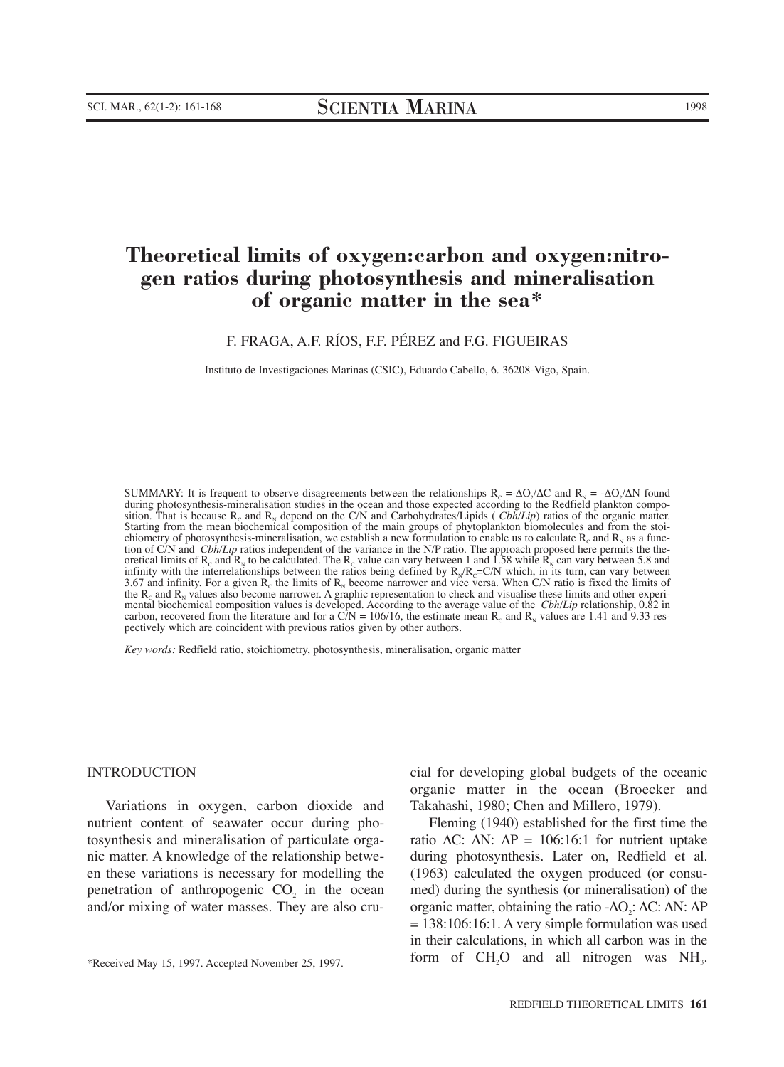# Theoretical limits of oxygen:carbon and oxygen:nitrogen ratios during photosynthesis and mineralisation of organic matter in the sea*

F. FRAGA, A.F. RÍOS, F.F. PÉREZ and F.G. FIGUEIRAS

Instituto de Investigaciones Marinas (CSIC), Eduardo Cabello, 6. 36208-Vigo, Spain.

SUMMARY: It is frequent to observe disagreements between the relationships $R_C = -\Delta O_2/\Delta C$ and $R_N = -\Delta O_2/\Delta N$ found during photosynthesis-mineralisation studies in the ocean and those expected according to the Redfield plankton composition. That is because $R_C$ and $R_N$ depend on the C/N and Carbohydrates/Lipids ( *Cbh*/*Lip*) ratios of the organic matter. Starting from the mean biochemical composition of the main groups of phytoplankton biomolecules and from the stoichiometry of photosynthesis-mineralisation, we establish a new formulation to enable us to calculate $R_C$ and $R_N$ as a function of C/N and *Cbh*/*Lip* ratios independent of the variance in the N/P ratio. The approach proposed here permits the theoretical limits of $R_C$ and $R_N$ to be calculated. The $R_C$ value can vary between 1 and 1.58 while $R_N$ can vary between 5.8 and infinity with the interrelationships between the ratios being defined by $R_N/R_C$=C/N which, in its turn, can vary between 3.67 and infinity. For a given $R_C$ the limits of $R_N$ become narrower and vice versa. When C/N ratio is fixed the limits of the $R_C$ and $R_N$ values also become narrower. A graphic representation to check and visualise these limits and other experimental biochemical composition values is developed. According to the average value of the *Cbh*/*Lip* relationship, 0.82 in carbon, recovered from the literature and for a C/N = 106/16, the estimate mean $R_C$ and $R_N$ values are 1.41 and 9.33 respectively which are coincident with previous ratios given by other authors.

*Key words:* Redfield ratio, stoichiometry, photosynthesis, mineralisation, organic matter

## INTRODUCTION

Variations in oxygen, carbon dioxide and nutrient content of seawater occur during photosynthesis and mineralisation of particulate organic matter. A knowledge of the relationship between these variations is necessary for modelling the penetration of anthropogenic $CO_2$ in the ocean and/or mixing of water masses. They are also crucial for developing global budgets of the oceanic organic matter in the ocean (Broecker and Takahashi, 1980; Chen and Millero, 1979).

Fleming (1940) established for the first time the ratio $\Delta C$: $\Delta N$: $\Delta P$ = 106:16:1 for nutrient uptake during photosynthesis. Later on, Redfield et al. (1963) calculated the oxygen produced (or consumed) during the synthesis (or mineralisation) of the organic matter, obtaining the ratio $-\Delta O_2$: $\Delta C$: $\Delta N$: $\Delta P$ = 138:106:16:1. A very simple formulation was used in their calculations, in which all carbon was in the form of $CH_2O$ and all nitrogen was $NH_3$.

*Received May 15, 1997. Accepted November 25, 1997.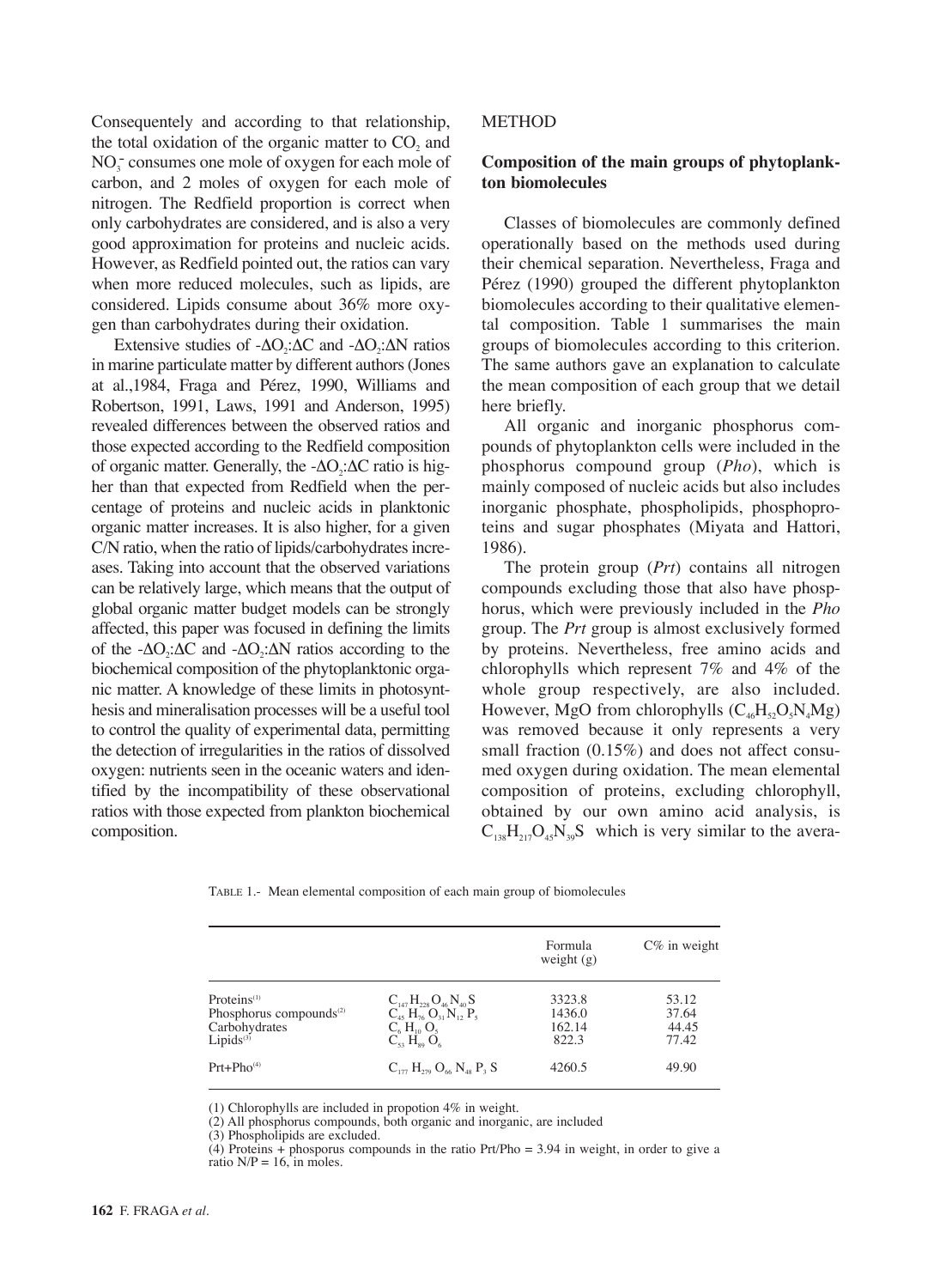Consequentely and according to that relationship, the total oxidation of the organic matter to $CO_2$ and $NO_3^-$ consumes one mole of oxygen for each mole of carbon, and 2 moles of oxygen for each mole of nitrogen. The Redfield proportion is correct when only carbohydrates are considered, and is also a very good approximation for proteins and nucleic acids. However, as Redfield pointed out, the ratios can vary when more reduced molecules, such as lipids, are considered. Lipids consume about 36% more oxygen than carbohydrates during their oxidation.

Extensive studies of $-\Delta O_2$:$\Delta C$ and $-\Delta O_2$:$\Delta N$ ratios in marine particulate matter by different authors (Jones at al.,1984, Fraga and Pérez, 1990, Williams and Robertson, 1991, Laws, 1991 and Anderson, 1995) revealed differences between the observed ratios and those expected according to the Redfield composition of organic matter. Generally, the $-\Delta O_2$:$\Delta C$ ratio is higher than that expected from Redfield when the percentage of proteins and nucleic acids in planktonic organic matter increases. It is also higher, for a given C/N ratio, when the ratio of lipids/carbohydrates increases. Taking into account that the observed variations can be relatively large, which means that the output of global organic matter budget models can be strongly affected, this paper was focused in defining the limits of the $-\Delta O_2$:$\Delta C$ and $-\Delta O_2$:$\Delta N$ ratios according to the biochemical composition of the phytoplanktonic organic matter. A knowledge of these limits in photosynthesis and mineralisation processes will be a useful tool to control the quality of experimental data, permitting the detection of irregularities in the ratios of dissolved oxygen: nutrients seen in the oceanic waters and identified by the incompatibility of these observational ratios with those expected from plankton biochemical composition.

## METHOD

### Composition of the main groups of phytoplankton biomolecules

Classes of biomolecules are commonly defined operationally based on the methods used during their chemical separation. Nevertheless, Fraga and Pérez (1990) grouped the different phytoplankton biomolecules according to their qualitative elemental composition. Table 1 summarises the main groups of biomolecules according to this criterion. The same authors gave an explanation to calculate the mean composition of each group that we detail here briefly.

All organic and inorganic phosphorus compounds of phytoplankton cells were included in the phosphorus compound group (*Pho*), which is mainly composed of nucleic acids but also includes inorganic phosphate, phospholipids, phosphoproteins and sugar phosphates (Miyata and Hattori, 1986).

The protein group (*Prt*) contains all nitrogen compounds excluding those that also have phosphorus, which were previously included in the *Pho* group. The *Prt* group is almost exclusively formed by proteins. Nevertheless, free amino acids and chlorophylls which represent 7% and 4% of the whole group respectively, are also included. However, MgO from chlorophylls ($C_{46}H_{52}O_5N_4Mg$) was removed because it only represents a very small fraction (0.15%) and does not affect consumed oxygen during oxidation. The mean elemental composition of proteins, excluding chlorophyll, obtained by our own amino acid analysis, is $C_{138}H_{217}O_{45}N_{39}S$ which is very similar to the avera-

TABLE 1.- Mean elemental composition of each main group of biomolecules

| | | Formula weight (g) | C% in weight |
|---|---|---|---|
| Proteins[1] | $C_{147}H_{228}O_{46}N_{40}S$ | 3323.8 | 53.12 |
| Phosphorus compounds[2] | $C_{45}H_{76}O_{31}N_{12}P_5$ | 1436.0 | 37.64 |
| Carbohydrates | $C_6H_{10}O_5$ | 162.14 | 44.45 |
| Lipids[3] | $C_{53}H_{89}O_6$ | 822.3 | 77.42 |
| Prt+Pho[4] | $C_{177}H_{279}O_{66}N_{48}P_3S$ | 4260.5 | 49.90 |

(1) Chlorophylls are included in propotion 4% in weight.
(2) All phosphorus compounds, both organic and inorganic, are included
(3) Phospholipids are excluded.
(4) Proteins + phosporus compounds in the ratio Prt/Pho = 3.94 in weight, in order to give a ratio N/P = 16, in moles.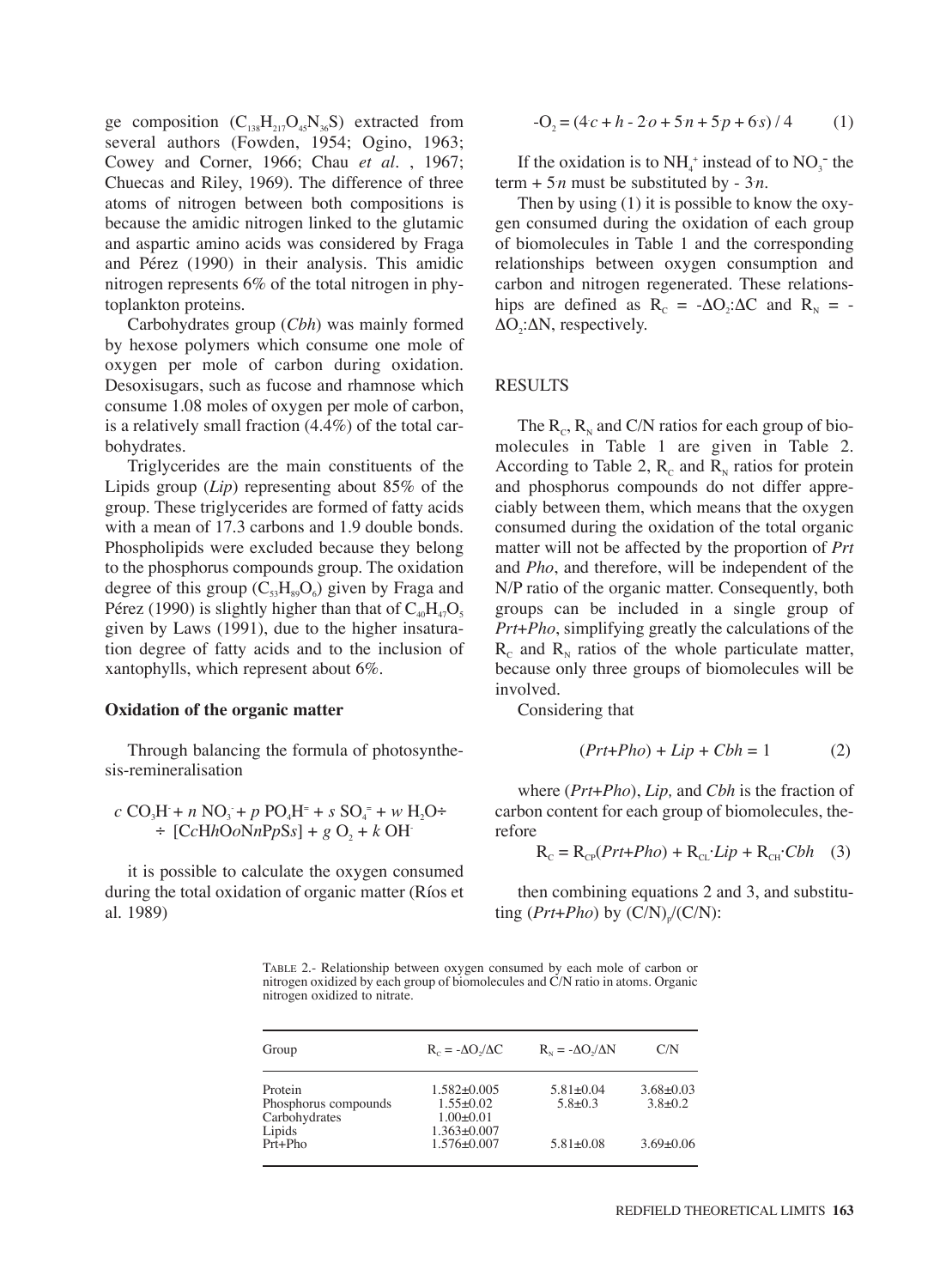ge composition ($C_{138}H_{217}O_{45}N_{36}S$) extracted from several authors (Fowden, 1954; Ogino, 1963; Cowey and Corner, 1966; Chau *et al.* , 1967; Chuecas and Riley, 1969). The difference of three atoms of nitrogen between both compositions is because the amidic nitrogen linked to the glutamic and aspartic amino acids was considered by Fraga and Pérez (1990) in their analysis. This amidic nitrogen represents 6% of the total nitrogen in phytoplankton proteins.

Carbohydrates group (*Cbh*) was mainly formed by hexose polymers which consume one mole of oxygen per mole of carbon during oxidation. Desoxisugars, such as fucose and rhamnose which consume 1.08 moles of oxygen per mole of carbon, is a relatively small fraction (4.4%) of the total carbohydrates.

Triglycerides are the main constituents of the Lipids group (*Lip*) representing about 85% of the group. These triglycerides are formed of fatty acids with a mean of 17.3 carbons and 1.9 double bonds. Phospholipids were excluded because they belong to the phosphorus compounds group. The oxidation degree of this group ($C_{53}H_{89}O_6$) given by Fraga and Pérez (1990) is slightly higher than that of $C_{40}H_{47}O_5$ given by Laws (1991), due to the higher insaturation degree of fatty acids and to the inclusion of xantophylls, which represent about 6%.

**Oxidation of the organic matter**

Through balancing the formula of photosynthesis-remineralisation

$$c\ CO_3H^- + n\ NO_3^- + p\ PO_4H^= + s\ SO_4^= + w\ H_2O \div$$
$$\div\ [CcHhOoNnPpSs] + g\ O_2 + k\ OH^-$$

it is possible to calculate the oxygen consumed during the total oxidation of organic matter (Ríos et al. 1989)

$$-O_2 = (4c + h - 2o + 5n + 5p + 6s) / 4 \qquad (1)$$

If the oxidation is to $NH_4^+$ instead of to $NO_3^-$ the term $+ 5n$ must be substituted by $- 3n$.

Then by using (1) it is possible to know the oxygen consumed during the oxidation of each group of biomolecules in Table 1 and the corresponding relationships between oxygen consumption and carbon and nitrogen regenerated. These relationships are defined as $R_C = -\Delta O_2{:}\Delta C$ and $R_N = -\Delta O_2{:}\Delta N$, respectively.

## RESULTS

The $R_C$, $R_N$ and C/N ratios for each group of biomolecules in Table 1 are given in Table 2. According to Table 2, $R_C$ and $R_N$ ratios for protein and phosphorus compounds do not differ appreciably between them, which means that the oxygen consumed during the oxidation of the total organic matter will not be affected by the proportion of *Prt* and *Pho*, and therefore, will be independent of the N/P ratio of the organic matter. Consequently, both groups can be included in a single group of *Prt+Pho*, simplifying greatly the calculations of the $R_C$ and $R_N$ ratios of the whole particulate matter, because only three groups of biomolecules will be involved.

Considering that

$$(Prt+Pho) + Lip + Cbh = 1 \qquad (2)$$

where (*Prt+Pho*), *Lip,* and *Cbh* is the fraction of carbon content for each group of biomolecules, therefore

$$R_C = R_{CP}(Prt+Pho) + R_{CL}\cdot Lip + R_{CH}\cdot Cbh \quad (3)$$

then combining equations 2 and 3, and substituting (*Prt+Pho*) by $(C/N)_p/(C/N)$:

TABLE 2.- Relationship between oxygen consumed by each mole of carbon or nitrogen oxidized by each group of biomolecules and C/N ratio in atoms. Organic nitrogen oxidized to nitrate.

| Group | $R_C = -\Delta O_2/\Delta C$ | $R_N = -\Delta O_2/\Delta N$ | C/N |
|---|---|---|---|
| Protein | 1.582±0.005 | 5.81±0.04 | 3.68±0.03 |
| Phosphorus compounds | 1.55±0.02 | 5.8±0.3 | 3.8±0.2 |
| Carbohydrates | 1.00±0.01 | | |
| Lipids | 1.363±0.007 | | |
| Prt+Pho | 1.576±0.007 | 5.81±0.08 | 3.69±0.06 |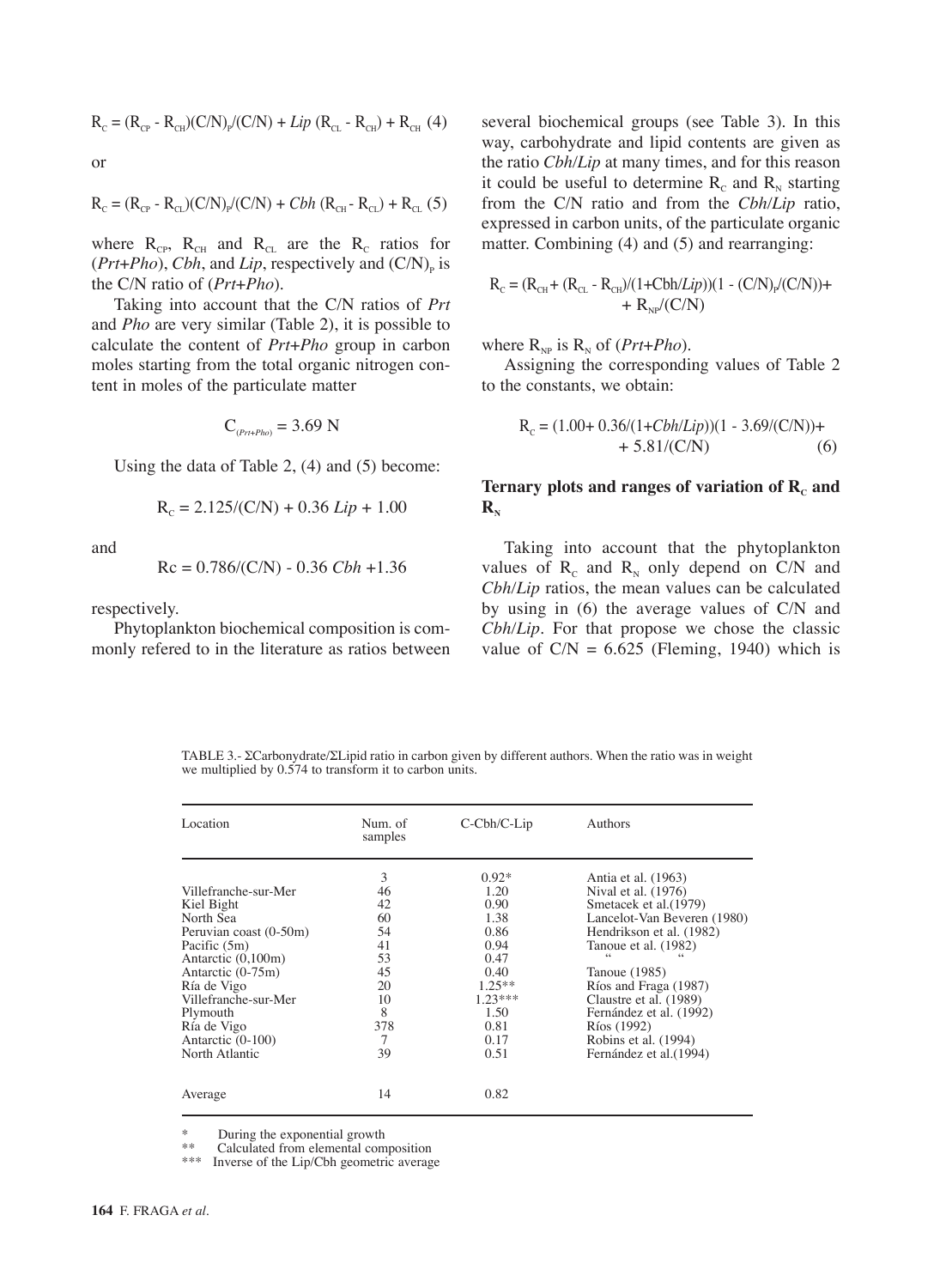$$R_C = (R_{CP} - R_{CH})(C/N)_P/(C/N) + Lip\,(R_{CL} - R_{CH}) + R_{CH} \quad (4)$$

or

$$R_C = (R_{CP} - R_{CL})(C/N)_P/(C/N) + Cbh\,(R_{CH} - R_{CL}) + R_{CL} \quad (5)$$

where $R_{CP}$, $R_{CH}$ and $R_{CL}$ are the $R_C$ ratios for (*Prt*+*Pho*), *Cbh*, and *Lip*, respectively and $(C/N)_P$ is the C/N ratio of (*Prt*+*Pho*).

Taking into account that the C/N ratios of *Prt* and *Pho* are very similar (Table 2), it is possible to calculate the content of *Prt*+*Pho* group in carbon moles starting from the total organic nitrogen content in moles of the particulate matter

$$C_{(Prt+Pho)} = 3.69\ N$$

Using the data of Table 2, (4) and (5) become:

$$R_C = 2.125/(C/N) + 0.36\ Lip + 1.00$$

and

$$Rc = 0.786/(C/N) - 0.36\ Cbh + 1.36$$

respectively.

Phytoplankton biochemical composition is commonly refered to in the literature as ratios between several biochemical groups (see Table 3). In this way, carbohydrate and lipid contents are given as the ratio *Cbh*/*Lip* at many times, and for this reason it could be useful to determine $R_C$ and $R_N$ starting from the C/N ratio and from the *Cbh*/*Lip* ratio, expressed in carbon units, of the particulate organic matter. Combining (4) and (5) and rearranging:

$$R_C = (R_{CH} + (R_{CL} - R_{CH})/(1+Cbh/Lip))(1 - (C/N)_P/(C/N)) + R_{NP}/(C/N)$$

where $R_{NP}$ is $R_N$ of (*Prt*+*Pho*).

Assigning the corresponding values of Table 2 to the constants, we obtain:

$$R_C = (1.00 + 0.36/(1+Cbh/Lip))(1 - 3.69/(C/N)) + 5.81/(C/N) \quad (6)$$

## Ternary plots and ranges of variation of $R_C$ and $R_N$

Taking into account that the phytoplankton values of $R_C$ and $R_N$ only depend on C/N and *Cbh*/*Lip* ratios, the mean values can be calculated by using in (6) the average values of C/N and *Cbh*/*Lip*. For that propose we chose the classic value of C/N = 6.625 (Fleming, 1940) which is

TABLE 3.- ΣCarbonydrate/ΣLipid ratio in carbon given by different authors. When the ratio was in weight we multiplied by 0.574 to transform it to carbon units.

| Location | Num. of samples | C-Cbh/C-Lip | Authors |
|---|---|---|---|
| | 3 | 0.92* | Antia et al. (1963) |
| Villefranche-sur-Mer | 46 | 1.20 | Nival et al. (1976) |
| Kiel Bight | 42 | 0.90 | Smetacek et al.(1979) |
| North Sea | 60 | 1.38 | Lancelot-Van Beveren (1980) |
| Peruvian coast (0-50m) | 54 | 0.86 | Hendrikson et al. (1982) |
| Pacific (5m) | 41 | 0.94 | Tanoue et al. (1982) |
| Antarctic (0,100m) | 53 | 0.47 | " " |
| Antarctic (0-75m) | 45 | 0.40 | Tanoue (1985) |
| Ría de Vigo | 20 | 1.25** | Ríos and Fraga (1987) |
| Villefranche-sur-Mer | 10 | 1.23*** | Claustre et al. (1989) |
| Plymouth | 8 | 1.50 | Fernández et al. (1992) |
| Ría de Vigo | 378 | 0.81 | Ríos (1992) |
| Antarctic (0-100) | 7 | 0.17 | Robins et al. (1994) |
| North Atlantic | 39 | 0.51 | Fernández et al.(1994) |
| Average | 14 | 0.82 | |

\* During the exponential growth
\*\* Calculated from elemental composition
\*\*\* Inverse of the Lip/Cbh geometric average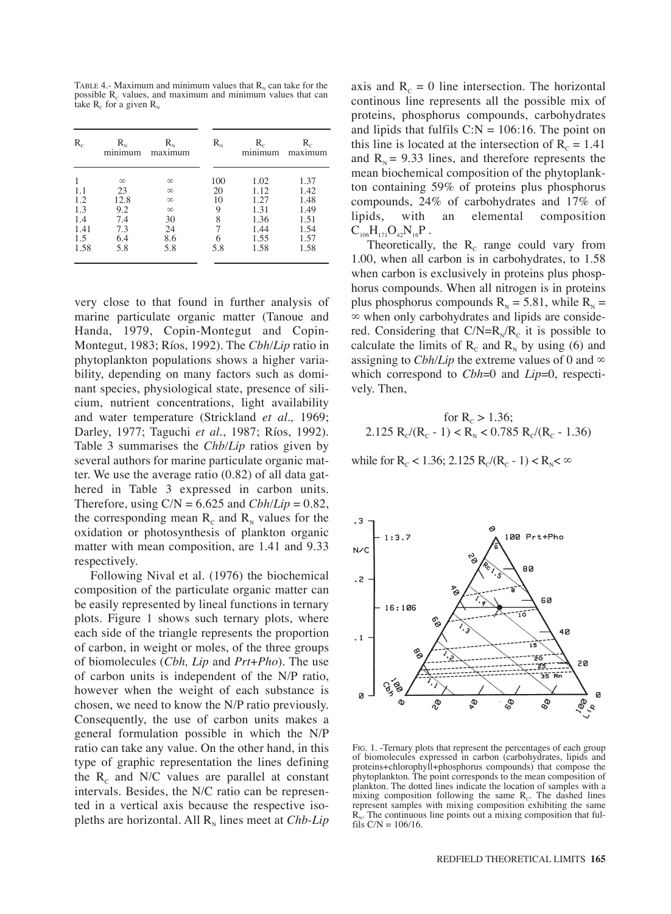TABLE 4.- Maximum and minimum values that $R_N$ can take for the possible $R_C$ values, and maximum and minimum values that can take $R_C$ for a given $R_N$

| $R_C$ | $R_N$ minimum | $R_N$ maximum | $R_N$ | $R_C$ minimum | $R_C$ maximum |
|---|---|---|---|---|---|
| 1 | ∞ | ∞ | 100 | 1.02 | 1.37 |
| 1.1 | 23 | ∞ | 20 | 1.12 | 1.42 |
| 1.2 | 12.8 | ∞ | 10 | 1.27 | 1.48 |
| 1.3 | 9.2 | ∞ | 9 | 1.31 | 1.49 |
| 1.4 | 7.4 | 30 | 8 | 1.36 | 1.51 |
| 1.41 | 7.3 | 24 | 7 | 1.44 | 1.54 |
| 1.5 | 6.4 | 8.6 | 6 | 1.55 | 1.57 |
| 1.58 | 5.8 | 5.8 | 5.8 | 1.58 | 1.58 |

very close to that found in further analysis of marine particulate organic matter (Tanoue and Handa, 1979, Copin-Montegut and Copin-Montegut, 1983; Ríos, 1992). The *Cbh/Lip* ratio in phytoplankton populations shows a higher variability, depending on many factors such as dominant species, physiological state, presence of silicium, nutrient concentrations, light availability and water temperature (Strickland *et al.,* 1969; Darley, 1977; Taguchi *et al.*, 1987; Ríos, 1992). Table 3 summarises the *Chb/Lip* ratios given by several authors for marine particulate organic matter. We use the average ratio (0.82) of all data gathered in Table 3 expressed in carbon units. Therefore, using C/N = 6.625 and *Cbh/Lip* = 0.82, the corresponding mean $R_C$ and $R_N$ values for the oxidation or photosynthesis of plankton organic matter with mean composition, are 1.41 and 9.33 respectively.

Following Nival et al. (1976) the biochemical composition of the particulate organic matter can be easily represented by lineal functions in ternary plots. Figure 1 shows such ternary plots, where each side of the triangle represents the proportion of carbon, in weight or moles, of the three groups of biomolecules (*Cbh, Lip* and *Prt+Pho*). The use of carbon units is independent of the N/P ratio, however when the weight of each substance is chosen, we need to know the N/P ratio previously. Consequently, the use of carbon units makes a general formulation possible in which the N/P ratio can take any value. On the other hand, in this type of graphic representation the lines defining the $R_C$ and N/C values are parallel at constant intervals. Besides, the N/C ratio can be represented in a vertical axis because the respective isopleths are horizontal. All $R_N$ lines meet at *Chb-Lip* axis and $R_C = 0$ line intersection. The horizontal continous line represents all the possible mix of proteins, phosphorus compounds, carbohydrates and lipids that fulfils C:N = 106:16. The point on this line is located at the intersection of $R_C = 1.41$ and $R_N = 9.33$ lines, and therefore represents the mean biochemical composition of the phytoplankton containing 59% of proteins plus phosphorus compounds, 24% of carbohydrates and 17% of lipids, with an elemental composition $C_{106}H_{171}O_{42}N_{16}P$.

Theoretically, the $R_C$ range could vary from 1.00, when all carbon is in carbohydrates, to 1.58 when carbon is exclusively in proteins plus phosphorus compounds. When all nitrogen is in proteins plus phosphorus compounds $R_N = 5.81$, while $R_N = \infty$ when only carbohydrates and lipids are considered. Considering that $C/N=R_N/R_C$ it is possible to calculate the limits of $R_C$ and $R_N$ by using (6) and assigning to *Cbh/Lip* the extreme values of 0 and ∞ which correspond to *Cbh*=0 and *Lip*=0, respectively. Then,

$$\text{for } R_C > 1.36;$$
$$2.125\, R_C/(R_C - 1) < R_N < 0.785\, R_C/(R_C - 1.36)$$

while for $R_C < 1.36$; $2.125\, R_C/(R_C - 1) < R_N < \infty$

FIG. 1. -Ternary plots that represent the percentages of each group of biomolecules expressed in carbon (carbohydrates, lipids and proteins+chlorophyll+phosphorus compounds) that compose the phytoplankton. The point corresponds to the mean composition of plankton. The dotted lines indicate the location of samples with a mixing composition following the same $R_C$. The dashed lines represent samples with mixing composition exhibiting the same $R_N$. The continuous line points out a mixing composition that fulfils C/N = 106/16.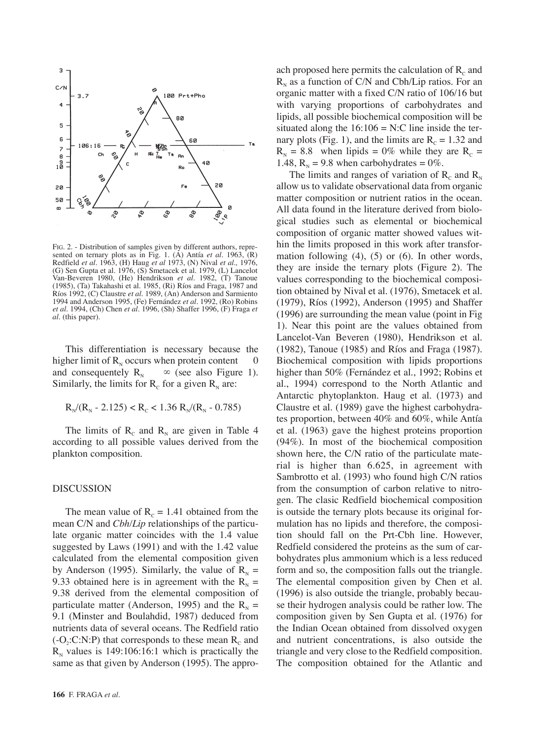FIG. 2. - Distribution of samples given by different authors, represented on ternary plots as in Fig. 1. (A) Antía *et al*. 1963, (R) Redfield *et al*. 1963, (H) Haug *et al* 1973, (N) Nival *et al.,* 1976, (G) Sen Gupta et al. 1976, (S) Smetacek et al. 1979, (L) Lancelot Van-Beveren 1980, (He) Hendrikson *et al*. 1982, (T) Tanoue (1985), (Ta) Takahashi et al. 1985, (Ri) Ríos and Fraga, 1987 and Ríos 1992, (C) Claustre *et al*. 1989, (An) Anderson and Sarmiento 1994 and Anderson 1995, (Fe) Fernández *et al*. 1992, (Ro) Robins *et al*. 1994, (Ch) Chen *et al*. 1996, (Sh) Shaffer 1996, (F) Fraga *et al*. (this paper).

This differentiation is necessary because the higher limit of $R_N$ occurs when protein content $\rightarrow$ 0 and consequently $R_N \rightarrow \infty$ (see also Figure 1). Similarly, the limits for $R_C$ for a given $R_N$ are:

$$R_N/(R_N - 2.125) < R_C < 1.36\, R_N/(R_N - 0.785)$$

The limits of $R_C$ and $R_N$ are given in Table 4 according to all possible values derived from the plankton composition.

## DISCUSSION

The mean value of $R_C = 1.41$ obtained from the mean C/N and *Cbh*/*Lip* relationships of the particulate organic matter coincides with the 1.4 value suggested by Laws (1991) and with the 1.42 value calculated from the elemental composition given by Anderson (1995). Similarly, the value of $R_N = 9.33$ obtained here is in agreement with the $R_N = 9.38$ derived from the elemental composition of particulate matter (Anderson, 1995) and the $R_N = 9.1$ (Minster and Boulahdid, 1987) deduced from nutrients data of several oceans. The Redfield ratio ($-O_2$:C:N:P) that corresponds to these mean $R_C$ and $R_N$ values is 149:106:16:1 which is practically the same as that given by Anderson (1995). The approach proposed here permits the calculation of $R_C$ and $R_N$ as a function of C/N and Cbh/Lip ratios. For an organic matter with a fixed C/N ratio of 106/16 but with varying proportions of carbohydrates and lipids, all possible biochemical composition will be situated along the 16:106 = N:C line inside the ternary plots (Fig. 1), and the limits are $R_C = 1.32$ and $R_N = 8.8$ when lipids = 0% while they are $R_C = 1.48$, $R_N = 9.8$ when carbohydrates = 0%.

The limits and ranges of variation of $R_C$ and $R_N$ allow us to validate observational data from organic matter composition or nutrient ratios in the ocean. All data found in the literature derived from biological studies such as elemental or biochemical composition of organic matter showed values within the limits proposed in this work after transformation following (4), (5) or (6). In other words, they are inside the ternary plots (Figure 2). The values corresponding to the biochemical composition obtained by Nival et al. (1976), Smetacek et al. (1979), Ríos (1992), Anderson (1995) and Shaffer (1996) are surrounding the mean value (point in Fig 1). Near this point are the values obtained from Lancelot-Van Beveren (1980), Hendrikson et al. (1982), Tanoue (1985) and Ríos and Fraga (1987). Biochemical composition with lipids proportions higher than 50% (Fernández et al., 1992; Robins et al., 1994) correspond to the North Atlantic and Antarctic phytoplankton. Haug et al. (1973) and Claustre et al. (1989) gave the highest carbohydrates proportion, between 40% and 60%, while Antía et al. (1963) gave the highest proteins proportion (94%). In most of the biochemical composition shown here, the C/N ratio of the particulate material is higher than 6.625, in agreement with Sambrotto et al. (1993) who found high C/N ratios from the consumption of carbon relative to nitrogen. The clasic Redfield biochemical composition is outside the ternary plots because its original formulation has no lipids and therefore, the composition should fall on the Prt-Cbh line. However, Redfield considered the proteins as the sum of carbohydrates plus ammonium which is a less reduced form and so, the composition falls out the triangle. The elemental composition given by Chen et al. (1996) is also outside the triangle, probably because their hydrogen analysis could be rather low. The composition given by Sen Gupta et al. (1976) for the Indian Ocean obtained from dissolved oxygen and nutrient concentrations, is also outside the triangle and very close to the Redfield composition. The composition obtained for the Atlantic and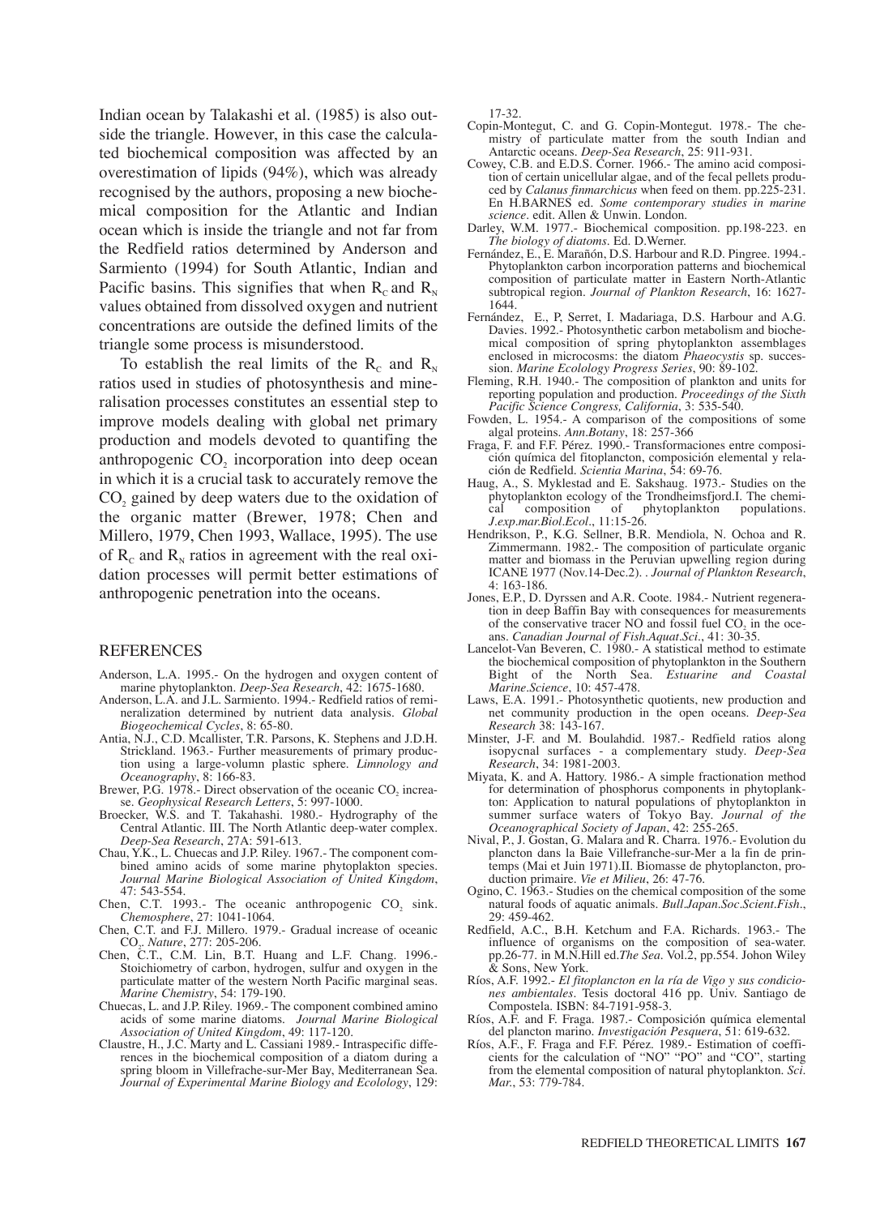Indian ocean by Talakashi et al. (1985) is also outside the triangle. However, in this case the calculated biochemical composition was affected by an overestimation of lipids (94%), which was already recognised by the authors, proposing a new biochemical composition for the Atlantic and Indian ocean which is inside the triangle and not far from the Redfield ratios determined by Anderson and Sarmiento (1994) for South Atlantic, Indian and Pacific basins. This signifies that when $R_C$ and $R_N$ values obtained from dissolved oxygen and nutrient concentrations are outside the defined limits of the triangle some process is misunderstood.

To establish the real limits of the $R_C$ and $R_N$ ratios used in studies of photosynthesis and mineralisation processes constitutes an essential step to improve models dealing with global net primary production and models devoted to quantifing the anthropogenic $CO_2$ incorporation into deep ocean in which it is a crucial task to accurately remove the $CO_2$ gained by deep waters due to the oxidation of the organic matter (Brewer, 1978; Chen and Millero, 1979, Chen 1993, Wallace, 1995). The use of $R_C$ and $R_N$ ratios in agreement with the real oxidation processes will permit better estimations of anthropogenic penetration into the oceans.

## REFERENCES

Anderson, L.A. 1995.- On the hydrogen and oxygen content of marine phytoplankton. *Deep-Sea Research*, 42: 1675-1680.

Anderson, L.A. and J.L. Sarmiento. 1994.- Redfield ratios of remineralization determined by nutrient data analysis. *Global Biogeochemical Cycles*, 8: 65-80.

Antia, N.J., C.D. Mcallister, T.R. Parsons, K. Stephens and J.D.H. Strickland. 1963.- Further measurements of primary production using a large-volumn plastic sphere. *Limnology and Oceanography*, 8: 166-83.

Brewer, P.G. 1978.- Direct observation of the oceanic $CO_2$ increase. *Geophysical Research Letters*, 5: 997-1000.

Broecker, W.S. and T. Takahashi. 1980.- Hydrography of the Central Atlantic. III. The North Atlantic deep-water complex. *Deep-Sea Research*, 27A: 591-613.

Chau, Y.K., L. Chuecas and J.P. Riley. 1967.- The component combined amino acids of some marine phytoplakton species. *Journal Marine Biological Association of United Kingdom*, 47: 543-554.

Chen, C.T. 1993.- The oceanic anthropogenic $CO_2$ sink. *Chemosphere*, 27: 1041-1064.

Chen, C.T. and F.J. Millero. 1979.- Gradual increase of oceanic $CO_2$. *Nature*, 277: 205-206.

Chen, C.T., C.M. Lin, B.T. Huang and L.F. Chang. 1996.- Stoichiometry of carbon, hydrogen, sulfur and oxygen in the particulate matter of the western North Pacific marginal seas. *Marine Chemistry*, 54: 179-190.

Chuecas, L. and J.P. Riley. 1969.- The component combined amino acids of some marine diatoms. *Journal Marine Biological Association of United Kingdom*, 49: 117-120.

Claustre, H., J.C. Marty and L. Cassiani 1989.- Intraspecific differences in the biochemical composition of a diatom during a spring bloom in Villefrache-sur-Mer Bay, Mediterranean Sea. *Journal of Experimental Marine Biology and Ecolology*, 129: 17-32.

Copin-Montegut, C. and G. Copin-Montegut. 1978.- The chemistry of particulate matter from the south Indian and Antarctic oceans. *Deep-Sea Research*, 25: 911-931.

Cowey, C.B. and E.D.S. Corner. 1966.- The amino acid composition of certain unicellular algae, and of the fecal pellets produced by *Calanus finmarchicus* when feed on them. pp.225-231. En H.BARNES ed. *Some contemporary studies in marine science*. edit. Allen & Unwin. London.

Darley, W.M. 1977.- Biochemical composition. pp.198-223. en *The biology of diatoms*. Ed. D.Werner.

Fernández, E., E. Marañón, D.S. Harbour and R.D. Pingree. 1994.- Phytoplankton carbon incorporation patterns and biochemical composition of particulate matter in Eastern North-Atlantic subtropical region. *Journal of Plankton Research*, 16: 1627-1644.

Fernández, E., P, Serret, I. Madariaga, D.S. Harbour and A.G. Davies. 1992.- Photosynthetic carbon metabolism and biochemical composition of spring phytoplankton assemblages enclosed in microcosms: the diatom *Phaeocystis* sp. succession. *Marine Ecolology Progress Series*, 90: 89-102.

Fleming, R.H. 1940.- The composition of plankton and units for reporting population and production. *Proceedings of the Sixth Pacific Science Congress, California*, 3: 535-540.

Fowden, L. 1954.- A comparison of the compositions of some algal proteins. *Ann.Botany*, 18: 257-366

Fraga, F. and F.F. Pérez. 1990.- Transformaciones entre composición química del fitoplancton, composición elemental y relación de Redfield. *Scientia Marina*, 54: 69-76.

Haug, A., S. Myklestad and E. Sakshaug. 1973.- Studies on the phytoplankton ecology of the Trondheimsfjord.I. The chemical composition of phytoplankton populations. *J.exp.mar.Biol.Ecol*., 11:15-26.

Hendrikson, P., K.G. Sellner, B.R. Mendiola, N. Ochoa and R. Zimmermann. 1982.- The composition of particulate organic matter and biomass in the Peruvian upwelling region during ICANE 1977 (Nov.14-Dec.2). . *Journal of Plankton Research*, 4: 163-186.

Jones, E.P., D. Dyrssen and A.R. Coote. 1984.- Nutrient regeneration in deep Baffin Bay with consequences for measurements of the conservative tracer NO and fossil fuel $CO_2$ in the oceans. *Canadian Journal of Fish.Aquat.Sci*., 41: 30-35.

Lancelot-Van Beveren, C. 1980.- A statistical method to estimate the biochemical composition of phytoplankton in the Southern Bight of the North Sea. *Estuarine and Coastal Marine.Science*, 10: 457-478.

Laws, E.A. 1991.- Photosynthetic quotients, new production and net community production in the open oceans. *Deep-Sea Research* 38: 143-167.

Minster, J-F. and M. Boulahdid. 1987.- Redfield ratios along isopycnal surfaces - a complementary study. *Deep-Sea Research*, 34: 1981-2003.

Miyata, K. and A. Hattory. 1986.- A simple fractionation method for determination of phosphorus components in phytoplankton: Application to natural populations of phytoplankton in summer surface waters of Tokyo Bay. *Journal of the Oceanographical Society of Japan*, 42: 255-265.

Nival, P., J. Gostan, G. Malara and R. Charra. 1976.- Evolution du plancton dans la Baie Villefranche-sur-Mer a la fin de printemps (Mai et Juin 1971).II. Biomasse de phytoplancton, production primaire. *Vie et Milieu*, 26: 47-76.

Ogino, C. 1963.- Studies on the chemical composition of the some natural foods of aquatic animals. *Bull.Japan.Soc.Scient.Fish*., 29: 459-462.

Redfield, A.C., B.H. Ketchum and F.A. Richards. 1963.- The influence of organisms on the composition of sea-water. pp.26-77. in M.N.Hill ed.*The Sea*. Vol.2, pp.554. Johon Wiley & Sons, New York.

Ríos, A.F. 1992.- *El fitoplancton en la ría de Vigo y sus condiciones ambientales*. Tesis doctoral 416 pp. Univ. Santiago de Compostela. ISBN: 84-7191-958-3.

Ríos, A.F. and F. Fraga. 1987.- Composición química elemental del plancton marino. *Investigación Pesquera*, 51: 619-632.

Ríos, A.F., F. Fraga and F.F. Pérez. 1989.- Estimation of coefficients for the calculation of "NO" "PO" and "CO", starting from the elemental composition of natural phytoplankton. *Sci. Mar.*, 53: 779-784.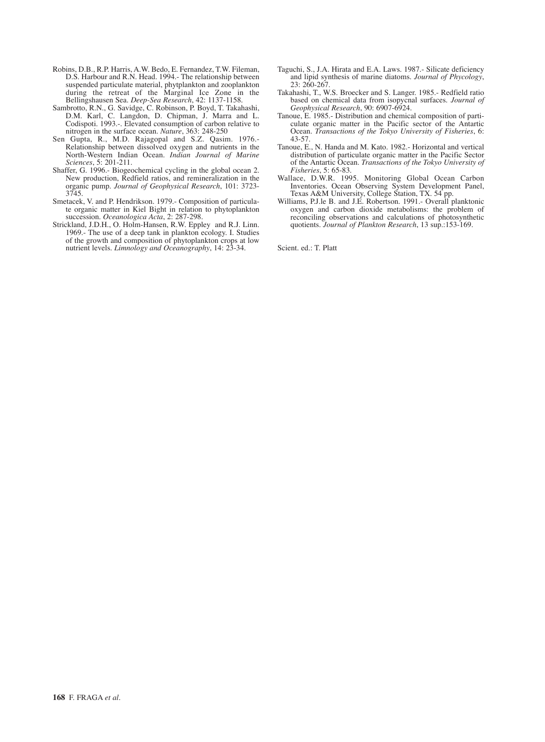Robins, D.B., R.P. Harris, A.W. Bedo, E. Fernandez, T.W. Fileman, D.S. Harbour and R.N. Head. 1994.- The relationship between suspended particulate material, phytplankton and zooplankton during the retreat of the Marginal Ice Zone in the Bellingshausen Sea. *Deep-Sea Research*, 42: 1137-1158.

Sambrotto, R.N., G. Savidge, C. Robinson, P. Boyd, T. Takahashi, D.M. Karl, C. Langdon, D. Chipman, J. Marra and L. Codispoti. 1993.-. Elevated consumption of carbon relative to nitrogen in the surface ocean. *Nature*, 363: 248-250

Sen Gupta, R., M.D. Rajagopal and S.Z. Qasim. 1976.- Relationship between dissolved oxygen and nutrients in the North-Western Indian Ocean. *Indian Journal of Marine Sciences*, 5: 201-211.

Shaffer, G. 1996.- Biogeochemical cycling in the global ocean 2. New production, Redfield ratios, and remineralization in the organic pump. *Journal of Geophysical Research*, 101: 3723-3745.

Smetacek, V. and P. Hendrikson. 1979.- Composition of particulate organic matter in Kiel Bight in relation to phytoplankton succession. *Oceanologica Acta*, 2: 287-298.

Strickland, J.D.H., O. Holm-Hansen, R.W. Eppley and R.J. Linn. 1969.- The use of a deep tank in plankton ecology. I. Studies of the growth and composition of phytoplankton crops at low nutrient levels. *Limnology and Oceanography*, 14: 23-34.

Taguchi, S., J.A. Hirata and E.A. Laws. 1987.- Silicate deficiency and lipid synthesis of marine diatoms. *Journal of Phycology*, 23: 260-267.

Takahashi, T., W.S. Broecker and S. Langer. 1985.- Redfield ratio based on chemical data from isopycnal surfaces. *Journal of Geophysical Research*, 90: 6907-6924.

Tanoue, E. 1985.- Distribution and chemical composition of particulate organic matter in the Pacific sector of the Antartic Ocean. *Transactions of the Tokyo University of Fisheries*, 6: 43-57.

Tanoue, E., N. Handa and M. Kato. 1982.- Horizontal and vertical distribution of particulate organic matter in the Pacific Sector of the Antartic Ocean. *Transactions of the Tokyo University of Fisheries*, 5: 65-83.

Wallace, D.W.R. 1995. Monitoring Global Ocean Carbon Inventories. Ocean Observing System Development Panel, Texas A&M University, College Station, TX. 54 pp.

Williams, P.J.le B. and J.E. Robertson. 1991.- Overall planktonic oxygen and carbon dioxide metabolisms: the problem of reconciling observations and calculations of photosynthetic quotients. *Journal of Plankton Research*, 13 sup.:153-169.

Scient. ed.: T. Platt